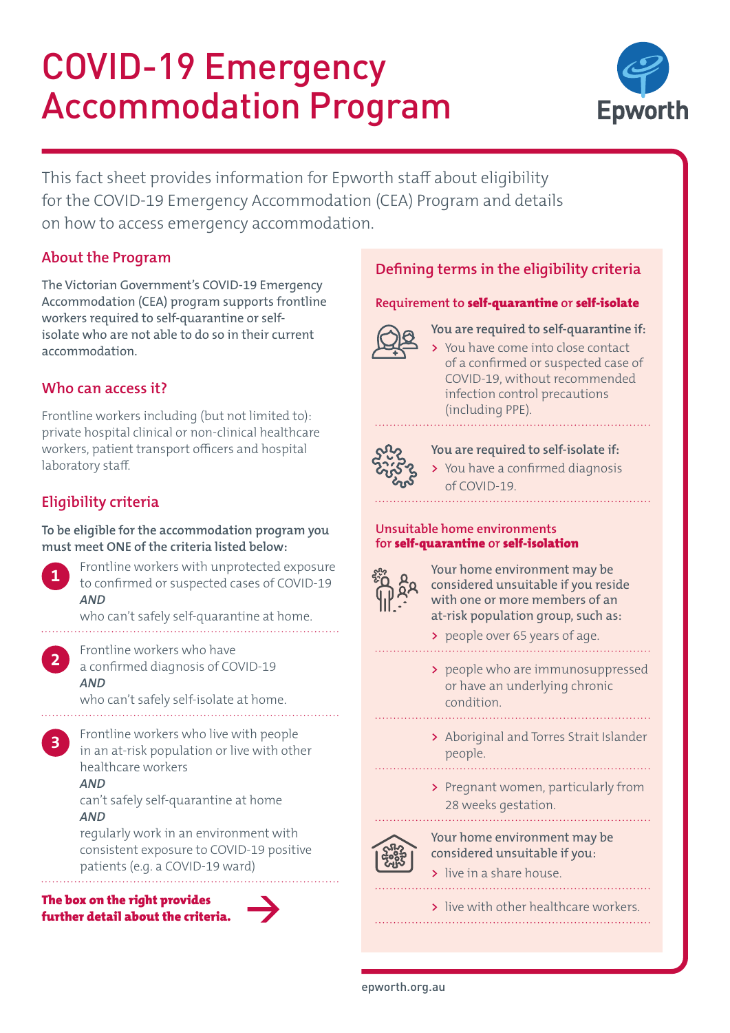# COVID-19 Emergency Accommodation Program

This fact sheet provides information for Epworth staff about eligibility for the COVID-19 Emergency Accommodation (CEA) Program and details on how to access emergency accommodation.

## About the Program

The Victorian Government's COVID-19 Emergency Accommodation (CEA) program supports frontline workers required to self-quarantine or self-isolate who are not able to do so in their current accommodation.

## Who can access it?

Frontline workers including (but not limited to): private hospital clinical or non-clinical healthcare workers, patient transport officers and hospital laboratory staff.

## Eligibility criteria

**To be eligible for the accommodation program you must meet ONE of the criteria listed below:**

1. Frontline workers with unprotected exposure to confirmed or suspected cases of COVID-19
   *AND*
   who can't safely self-quarantine at home.

2. Frontline workers who have a confirmed diagnosis of COVID-19
   *AND*
   who can't safely self-isolate at home.

3. Frontline workers who live with people in an at-risk population or live with other healthcare workers
   *AND*
   can't safely self-quarantine at home
   *AND*
   regularly work in an environment with consistent exposure to COVID-19 positive patients (e.g. a COVID-19 ward)

**The box on the right provides further detail about the criteria.**

## Defining terms in the eligibility criteria

### Requirement to **self-quarantine** or **self-isolate**

**You are required to self-quarantine if:**

- You have come into close contact of a confirmed or suspected case of COVID-19, without recommended infection control precautions (including PPE).

**You are required to self-isolate if:**

- You have a confirmed diagnosis of COVID-19.

### Unsuitable home environments for **self-quarantine** or **self-isolation**

**Your home environment may be considered unsuitable if you reside with one or more members of an at-risk population group, such as:**

- people over 65 years of age.
- people who are immunosuppressed or have an underlying chronic condition.
- Aboriginal and Torres Strait Islander people.
- Pregnant women, particularly from 28 weeks gestation.

**Your home environment may be considered unsuitable if you:**

- live in a share house.
- live with other healthcare workers.

epworth.org.au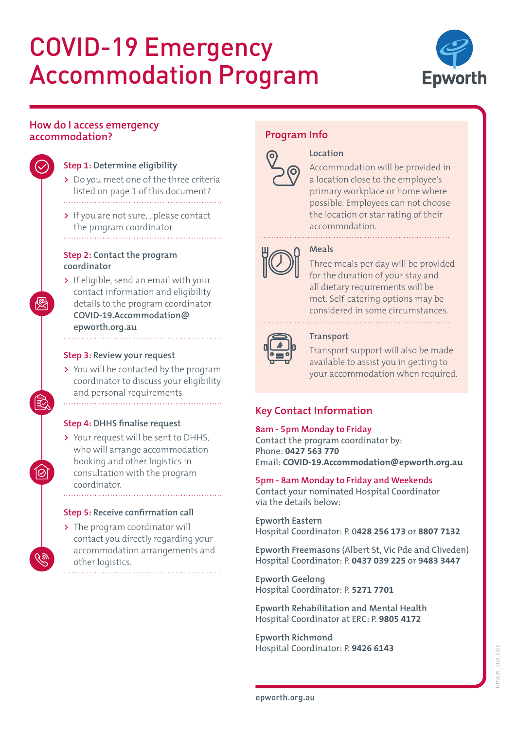# COVID-19 Emergency Accommodation Program

## How do I access emergency accommodation?

### Step 1: Determine eligibility

- Do you meet one of the three criteria listed on page 1 of this document?
- If you are not sure, , please contact the program coordinator.

### Step 2: Contact the program coordinator

- If eligible, send an email with your contact information and eligibility details to the program coordinator **COVID-19.Accommodation@epworth.org.au**

### Step 3: Review your request

- You will be contacted by the program coordinator to discuss your eligibility and personal requirements

### Step 4: DHHS finalise request

- Your request will be sent to DHHS, who will arrange accommodation booking and other logistics in consultation with the program coordinator.

### Step 5: Receive confirmation call

- The program coordinator will contact you directly regarding your accommodation arrangements and other logistics.

## Program Info

### Location

Accommodation will be provided in a location close to the employee's primary workplace or home where possible. Employees can not choose the location or star rating of their accommodation.

### Meals

Three meals per day will be provided for the duration of your stay and all dietary requirements will be met. Self-catering options may be considered in some circumstances.

### Transport

Transport support will also be made available to assist you in getting to your accommodation when required.

## Key Contact Information

**8am - 5pm Monday to Friday**
Contact the program coordinator by:
Phone: **0427 563 770**
Email: **COVID-19.Accommodation@epworth.org.au**

**5pm - 8am Monday to Friday and Weekends**
Contact your nominated Hospital Coordinator via the details below:

Epworth Eastern
Hospital Coordinator: P. **0428 256 173** or **8807 7132**

Epworth Freemasons (Albert St, Vic Pde and Cliveden)
Hospital Coordinator: P. **0437 039 225** or **9483 3447**

Epworth Geelong
Hospital Coordinator: P. **5271 7701**

Epworth Rehabilitation and Mental Health
Hospital Coordinator at ERC: P. **9805 4172**

Epworth Richmond
Hospital Coordinator: P. **9426 6143**

epworth.org.au

NP2639_QUA_0520